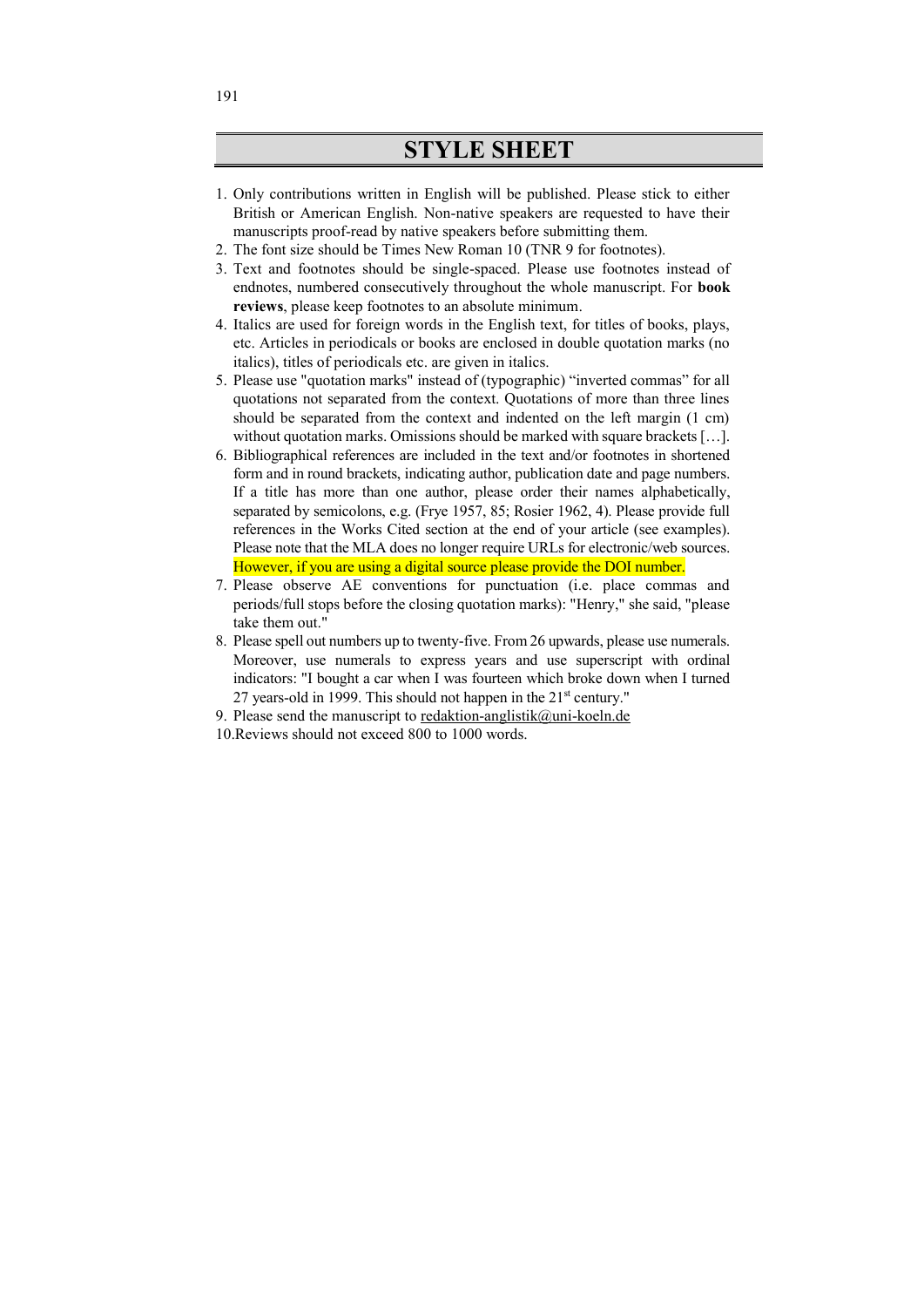# STYLE SHEET

1. Only contributions written in English will be published. Please stick to either British or American English. Non-native speakers are requested to have their manuscripts proof-read by native speakers before submitting them.
2. The font size should be Times New Roman 10 (TNR 9 for footnotes).
3. Text and footnotes should be single-spaced. Please use footnotes instead of endnotes, numbered consecutively throughout the whole manuscript. For **book reviews**, please keep footnotes to an absolute minimum.
4. Italics are used for foreign words in the English text, for titles of books, plays, etc. Articles in periodicals or books are enclosed in double quotation marks (no italics), titles of periodicals etc. are given in italics.
5. Please use "quotation marks" instead of (typographic) “inverted commas” for all quotations not separated from the context. Quotations of more than three lines should be separated from the context and indented on the left margin (1 cm) without quotation marks. Omissions should be marked with square brackets […].
6. Bibliographical references are included in the text and/or footnotes in shortened form and in round brackets, indicating author, publication date and page numbers. If a title has more than one author, please order their names alphabetically, separated by semicolons, e.g. (Frye 1957, 85; Rosier 1962, 4). Please provide full references in the Works Cited section at the end of your article (see examples). Please note that the MLA does no longer require URLs for electronic/web sources. However, if you are using a digital source please provide the DOI number.
7. Please observe AE conventions for punctuation (i.e. place commas and periods/full stops before the closing quotation marks): "Henry," she said, "please take them out."
8. Please spell out numbers up to twenty-five. From 26 upwards, please use numerals. Moreover, use numerals to express years and use superscript with ordinal indicators: "I bought a car when I was fourteen which broke down when I turned 27 years-old in 1999. This should not happen in the 21st century."
9. Please send the manuscript to redaktion-anglistik@uni-koeln.de
10. Reviews should not exceed 800 to 1000 words.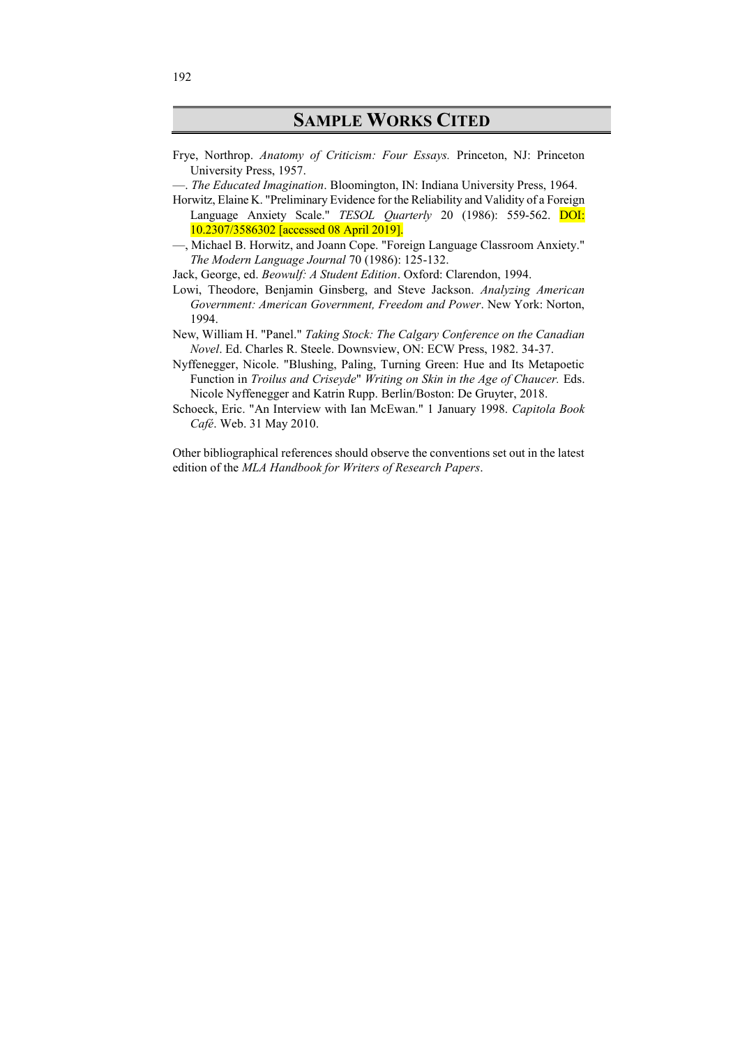## SAMPLE WORKS CITED

Frye, Northrop. *Anatomy of Criticism: Four Essays.* Princeton, NJ: Princeton University Press, 1957.

—. *The Educated Imagination*. Bloomington, IN: Indiana University Press, 1964.

Horwitz, Elaine K. "Preliminary Evidence for the Reliability and Validity of a Foreign Language Anxiety Scale." *TESOL Quarterly* 20 (1986): 559-562. DOI: 10.2307/3586302 [accessed 08 April 2019].

—, Michael B. Horwitz, and Joann Cope. "Foreign Language Classroom Anxiety." *The Modern Language Journal* 70 (1986): 125-132.

Jack, George, ed. *Beowulf: A Student Edition*. Oxford: Clarendon, 1994.

Lowi, Theodore, Benjamin Ginsberg, and Steve Jackson. *Analyzing American Government: American Government, Freedom and Power*. New York: Norton, 1994.

New, William H. "Panel." *Taking Stock: The Calgary Conference on the Canadian Novel*. Ed. Charles R. Steele. Downsview, ON: ECW Press, 1982. 34-37.

Nyffenegger, Nicole. "Blushing, Paling, Turning Green: Hue and Its Metapoetic Function in *Troilus and Criseyde*" *Writing on Skin in the Age of Chaucer.* Eds. Nicole Nyffenegger and Katrin Rupp. Berlin/Boston: De Gruyter, 2018.

Schoeck, Eric. "An Interview with Ian McEwan." 1 January 1998. *Capitola Book Café*. Web. 31 May 2010.

Other bibliographical references should observe the conventions set out in the latest edition of the *MLA Handbook for Writers of Research Papers*.